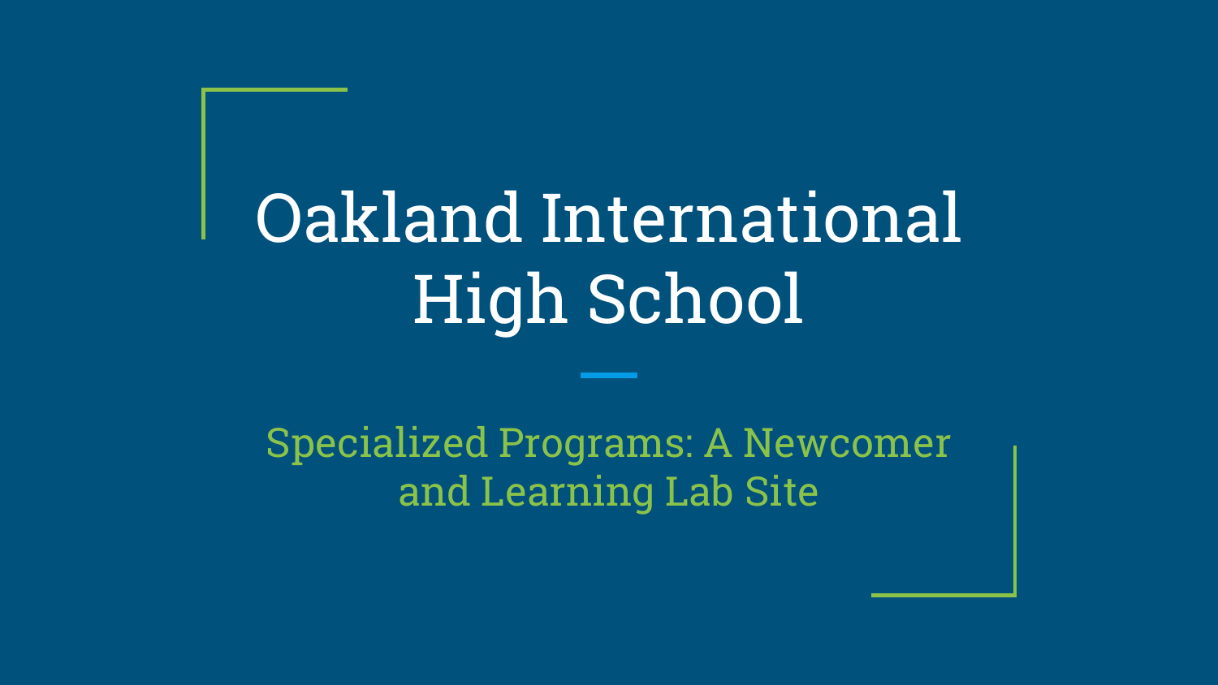# Oakland International High School

## Specialized Programs: A Newcomer and Learning Lab Site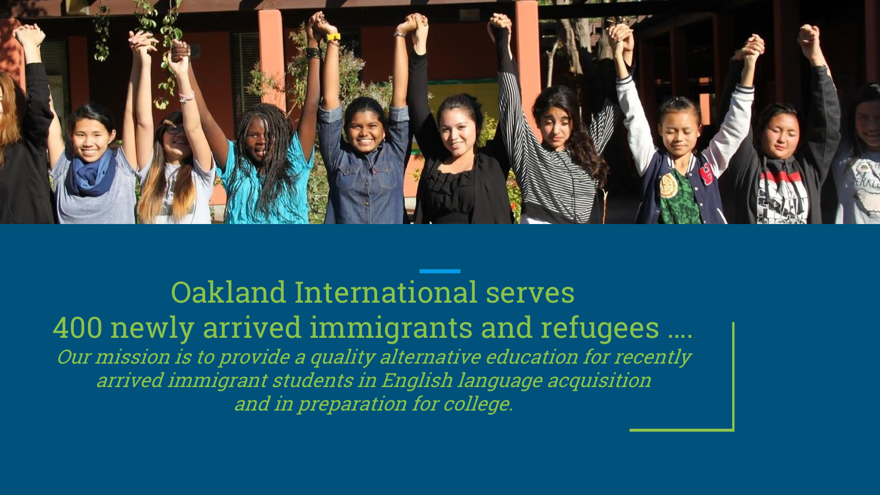# Oakland International serves 400 newly arrived immigrants and refugees ….

*Our mission is to provide a quality alternative education for recently arrived immigrant students in English language acquisition and in preparation for college.*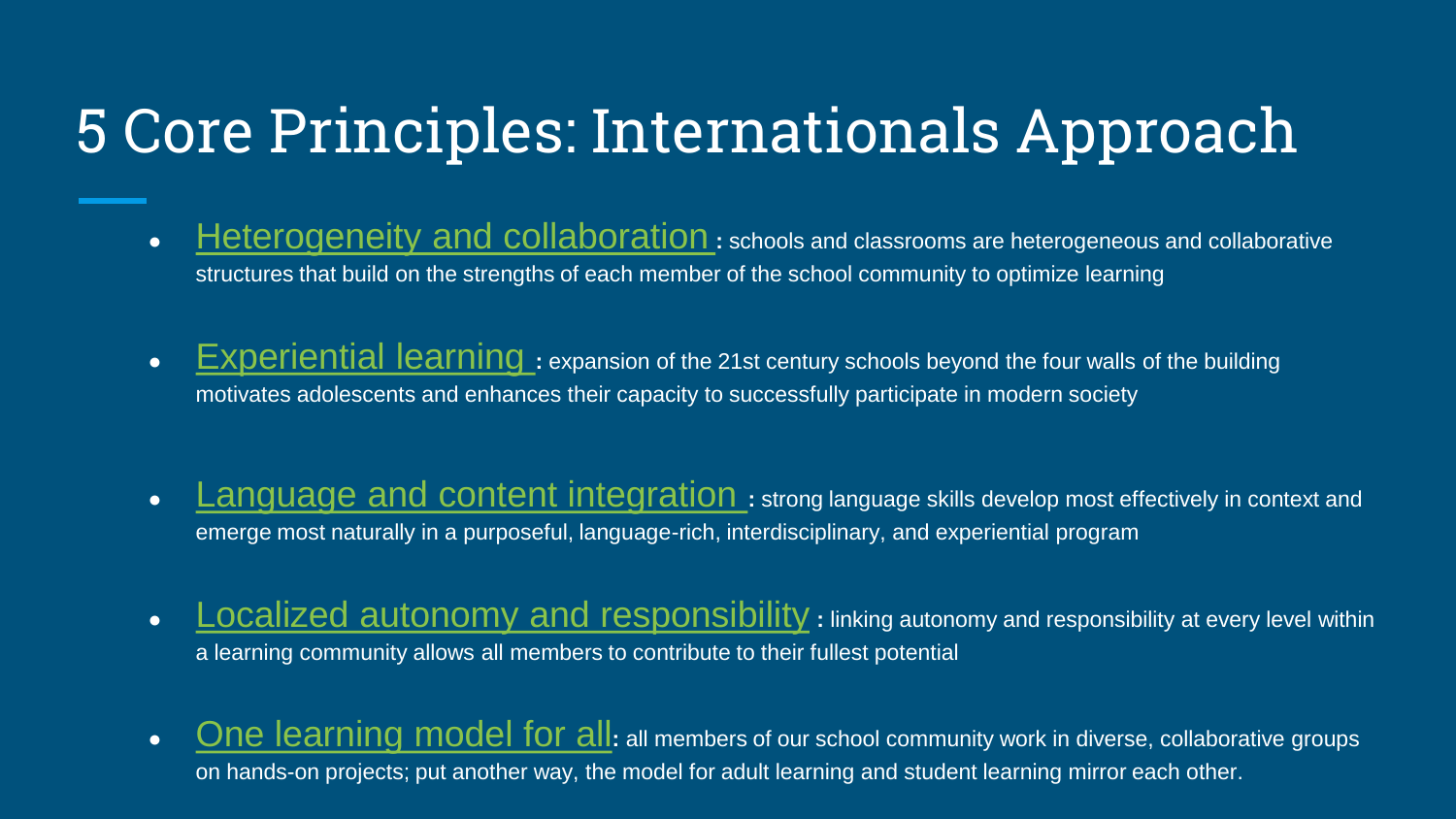# 5 Core Principles: Internationals Approach

- Heterogeneity and collaboration: schools and classrooms are heterogeneous and collaborative structures that build on the strengths of each member of the school community to optimize learning
- Experiential learning: expansion of the 21st century schools beyond the four walls of the building motivates adolescents and enhances their capacity to successfully participate in modern society
- Language and content integration: strong language skills develop most effectively in context and emerge most naturally in a purposeful, language-rich, interdisciplinary, and experiential program
- Localized autonomy and responsibility: linking autonomy and responsibility at every level within a learning community allows all members to contribute to their fullest potential
- One learning model for all: all members of our school community work in diverse, collaborative groups on hands-on projects; put another way, the model for adult learning and student learning mirror each other.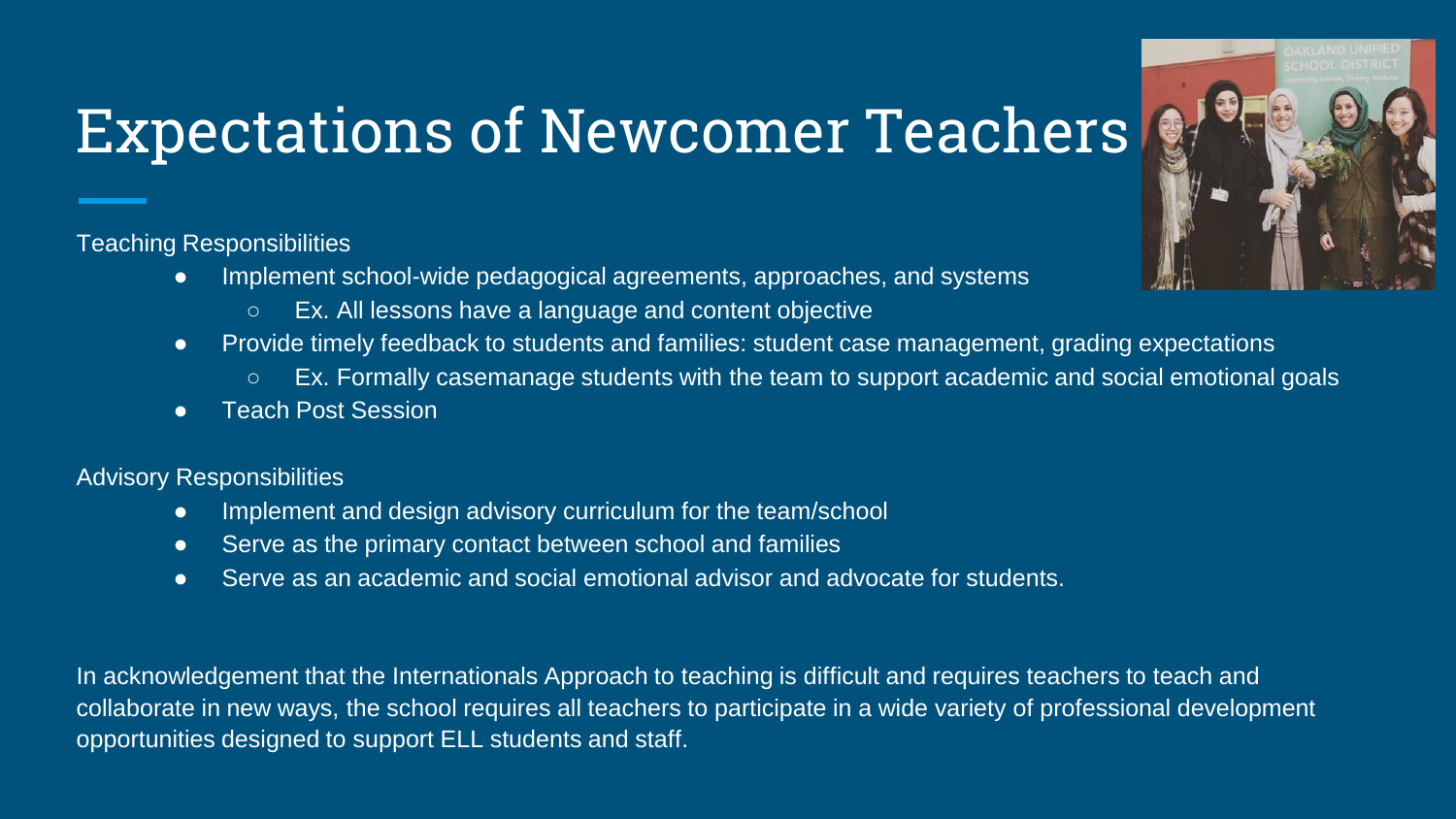# Expectations of Newcomer Teachers

Teaching Responsibilities

- Implement school-wide pedagogical agreements, approaches, and systems
  - Ex. All lessons have a language and content objective
- Provide timely feedback to students and families: student case management, grading expectations
  - Ex. Formally casemanage students with the team to support academic and social emotional goals
- Teach Post Session

Advisory Responsibilities

- Implement and design advisory curriculum for the team/school
- Serve as the primary contact between school and families
- Serve as an academic and social emotional advisor and advocate for students.

In acknowledgement that the Internationals Approach to teaching is difficult and requires teachers to teach and collaborate in new ways, the school requires all teachers to participate in a wide variety of professional development opportunities designed to support ELL students and staff.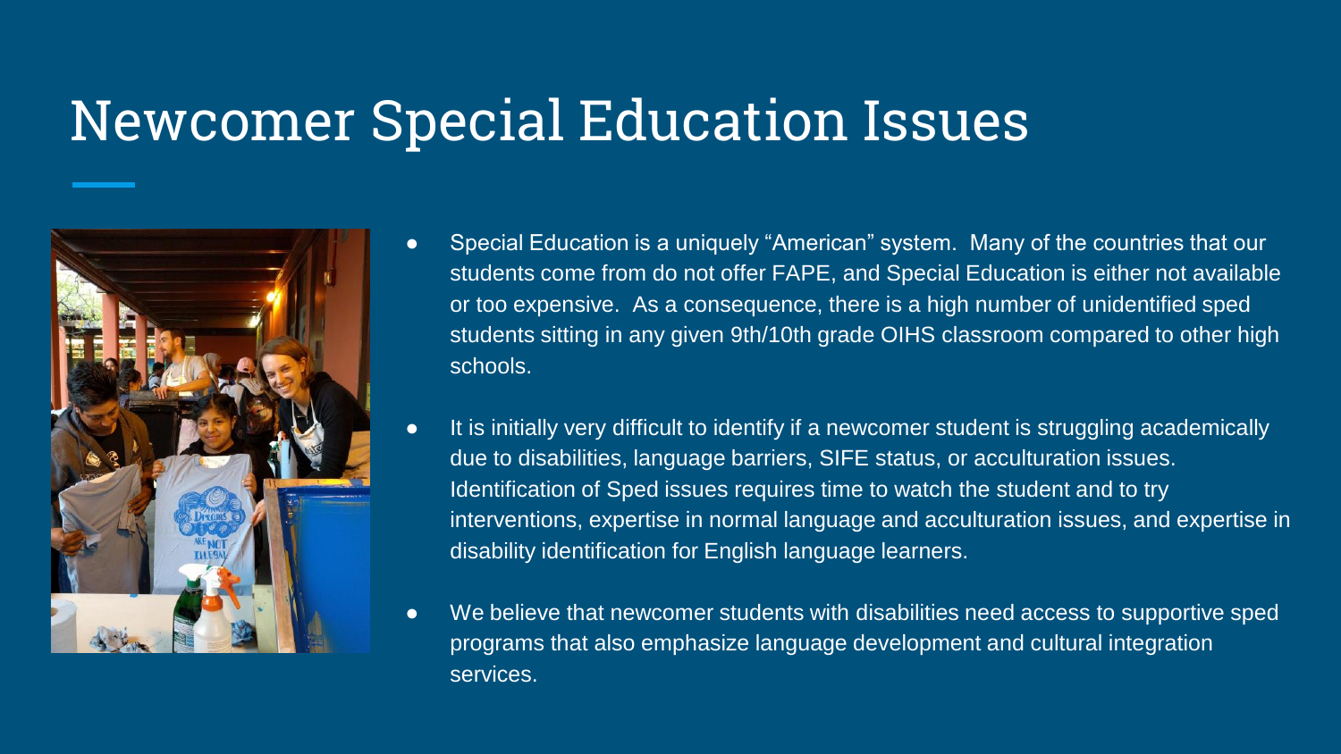# Newcomer Special Education Issues

- Special Education is a uniquely "American" system. Many of the countries that our students come from do not offer FAPE, and Special Education is either not available or too expensive. As a consequence, there is a high number of unidentified sped students sitting in any given 9th/10th grade OIHS classroom compared to other high schools.
- It is initially very difficult to identify if a newcomer student is struggling academically due to disabilities, language barriers, SIFE status, or acculturation issues. Identification of Sped issues requires time to watch the student and to try interventions, expertise in normal language and acculturation issues, and expertise in disability identification for English language learners.
- We believe that newcomer students with disabilities need access to supportive sped programs that also emphasize language development and cultural integration services.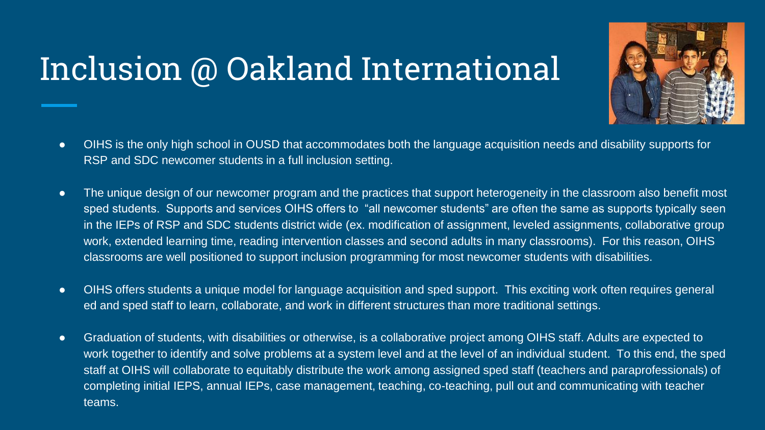# Inclusion @ Oakland International

- OIHS is the only high school in OUSD that accommodates both the language acquisition needs and disability supports for RSP and SDC newcomer students in a full inclusion setting.
- The unique design of our newcomer program and the practices that support heterogeneity in the classroom also benefit most sped students. Supports and services OIHS offers to "all newcomer students" are often the same as supports typically seen in the IEPs of RSP and SDC students district wide (ex. modification of assignment, leveled assignments, collaborative group work, extended learning time, reading intervention classes and second adults in many classrooms). For this reason, OIHS classrooms are well positioned to support inclusion programming for most newcomer students with disabilities.
- OIHS offers students a unique model for language acquisition and sped support. This exciting work often requires general ed and sped staff to learn, collaborate, and work in different structures than more traditional settings.
- Graduation of students, with disabilities or otherwise, is a collaborative project among OIHS staff. Adults are expected to work together to identify and solve problems at a system level and at the level of an individual student. To this end, the sped staff at OIHS will collaborate to equitably distribute the work among assigned sped staff (teachers and paraprofessionals) of completing initial IEPS, annual IEPs, case management, teaching, co-teaching, pull out and communicating with teacher teams.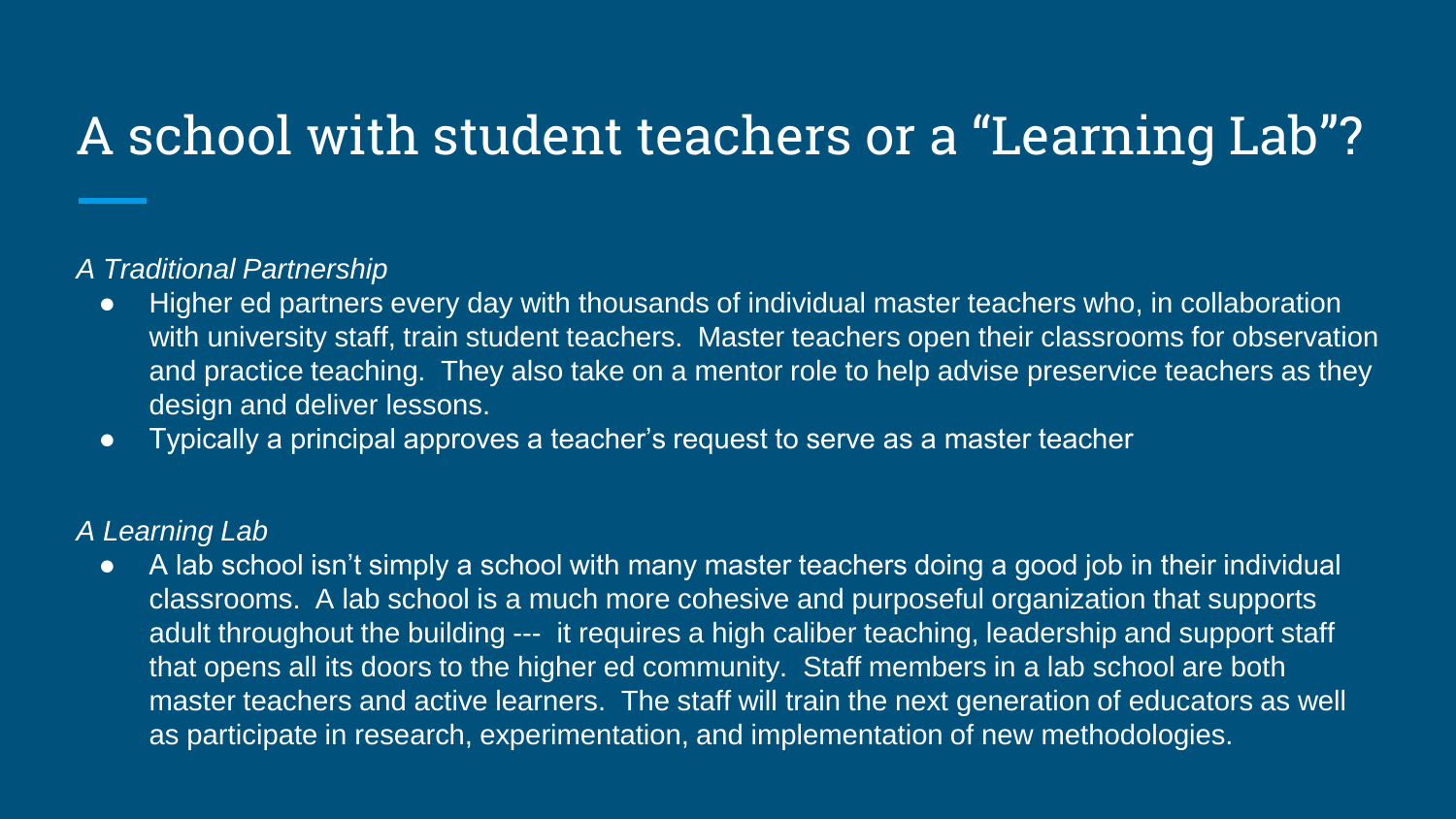# A school with student teachers or a "Learning Lab"?

*A Traditional Partnership*

- Higher ed partners every day with thousands of individual master teachers who, in collaboration with university staff, train student teachers. Master teachers open their classrooms for observation and practice teaching. They also take on a mentor role to help advise preservice teachers as they design and deliver lessons.
- Typically a principal approves a teacher's request to serve as a master teacher

*A Learning Lab*

- A lab school isn't simply a school with many master teachers doing a good job in their individual classrooms. A lab school is a much more cohesive and purposeful organization that supports adult throughout the building --- it requires a high caliber teaching, leadership and support staff that opens all its doors to the higher ed community. Staff members in a lab school are both master teachers and active learners. The staff will train the next generation of educators as well as participate in research, experimentation, and implementation of new methodologies.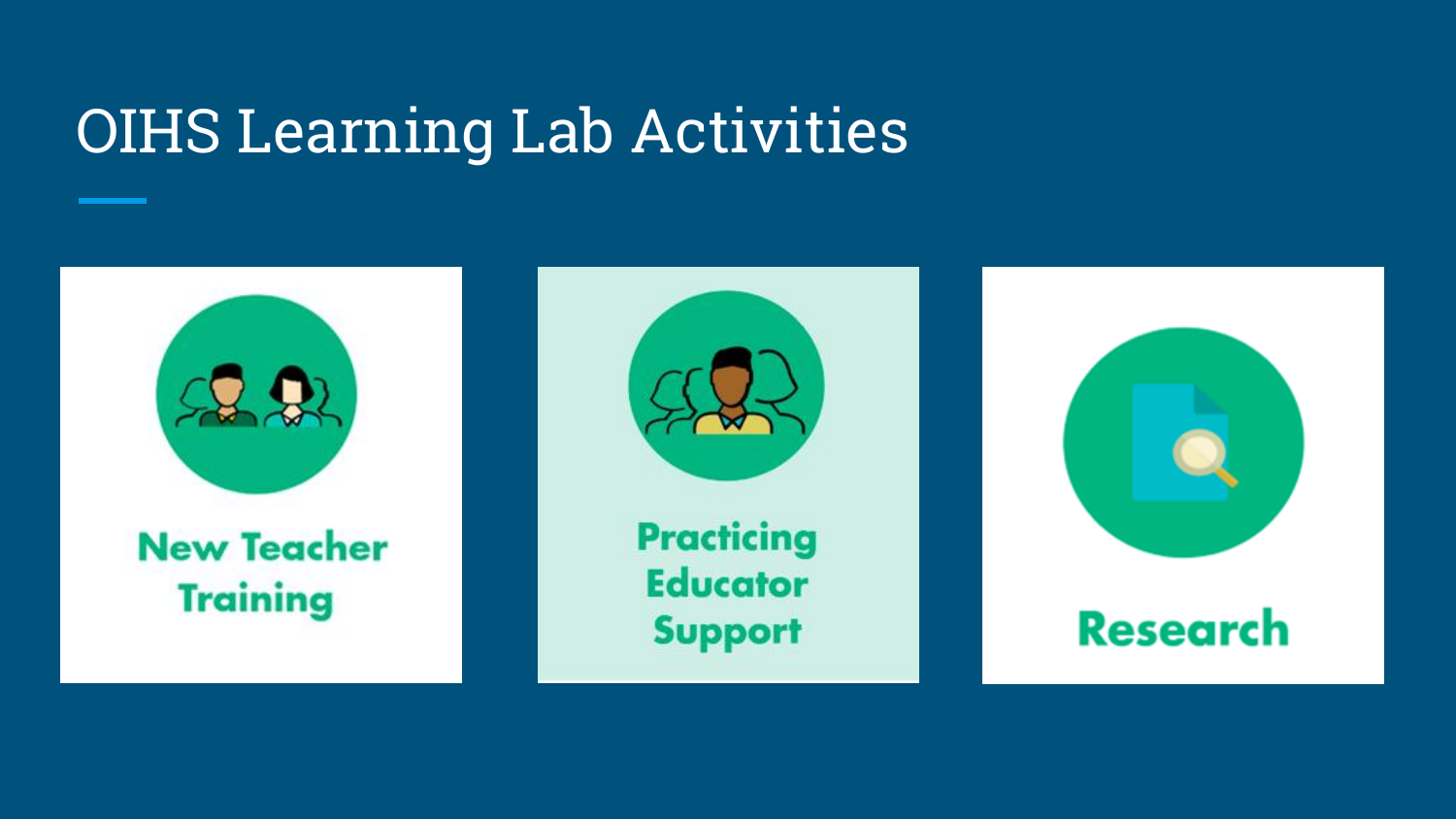# OIHS Learning Lab Activities

- New Teacher Training
- Practicing Educator Support
- Research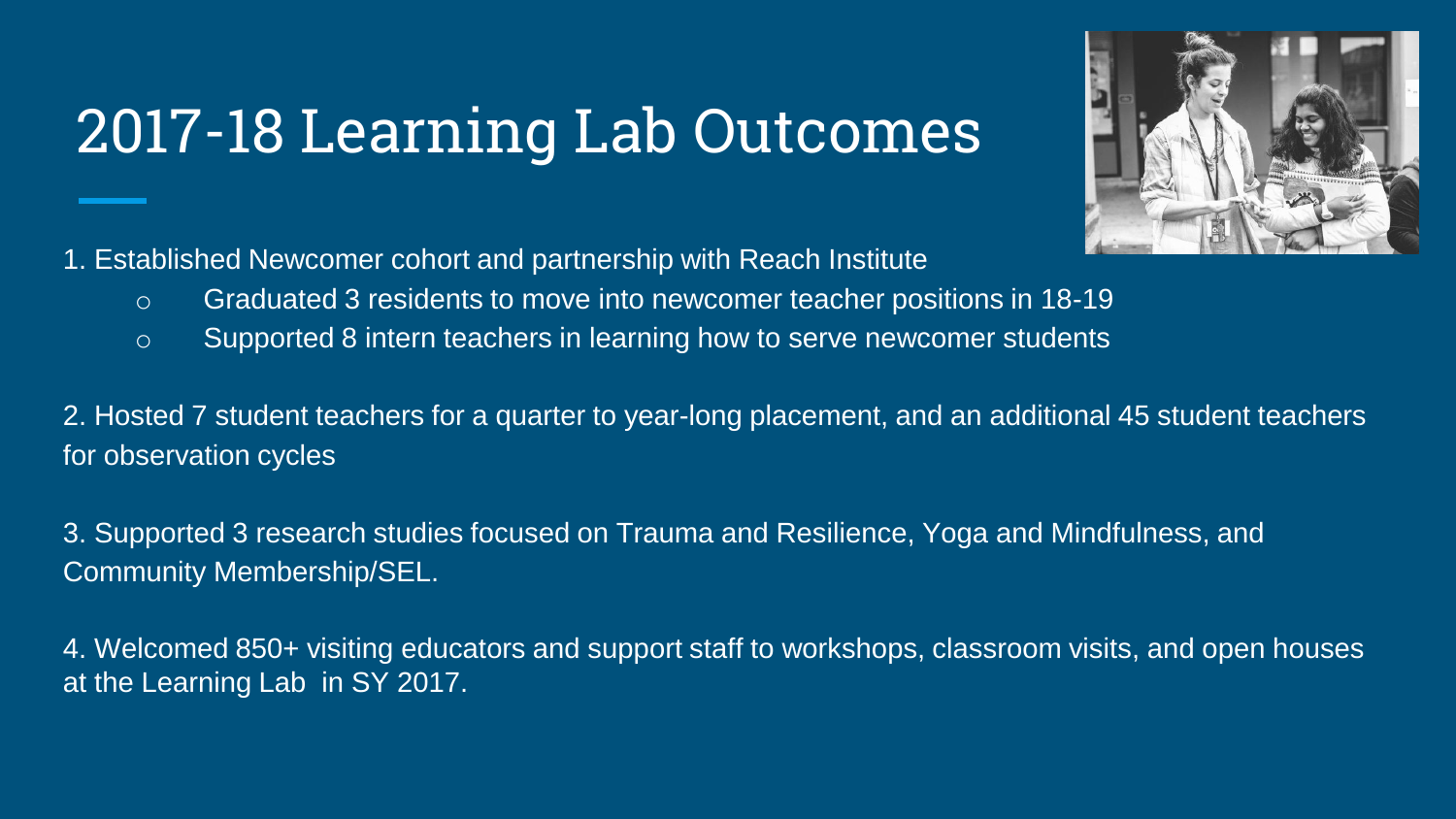# 2017-18 Learning Lab Outcomes

1. Established Newcomer cohort and partnership with Reach Institute
   - Graduated 3 residents to move into newcomer teacher positions in 18-19
   - Supported 8 intern teachers in learning how to serve newcomer students

2. Hosted 7 student teachers for a quarter to year-long placement, and an additional 45 student teachers for observation cycles

3. Supported 3 research studies focused on Trauma and Resilience, Yoga and Mindfulness, and Community Membership/SEL.

4. Welcomed 850+ visiting educators and support staff to workshops, classroom visits, and open houses at the Learning Lab in SY 2017.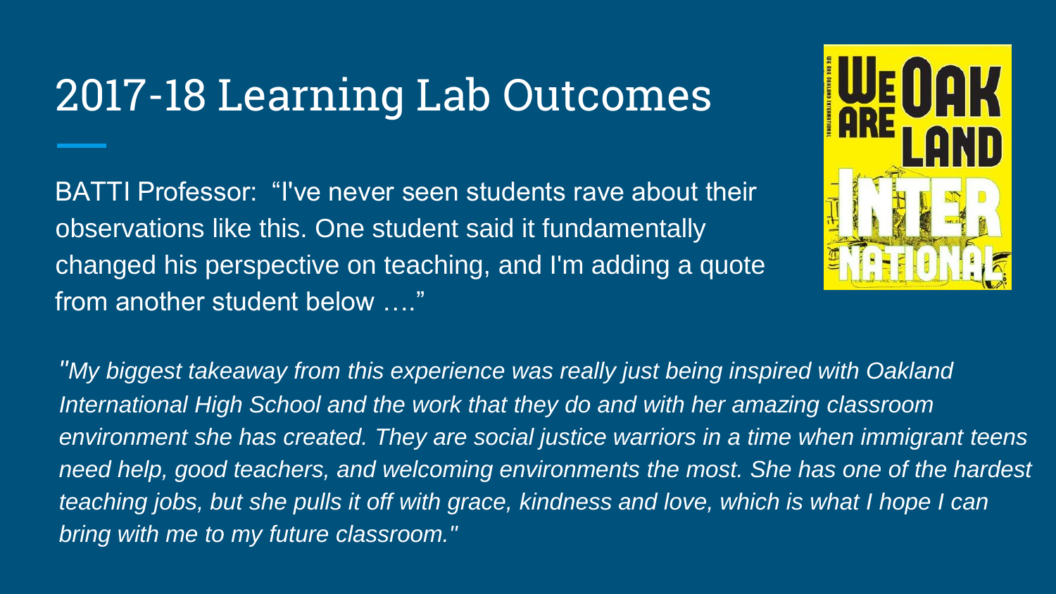# 2017-18 Learning Lab Outcomes

BATTI Professor: "I've never seen students rave about their observations like this. One student said it fundamentally changed his perspective on teaching, and I'm adding a quote from another student below …."

*"My biggest takeaway from this experience was really just being inspired with Oakland International High School and the work that they do and with her amazing classroom environment she has created. They are social justice warriors in a time when immigrant teens need help, good teachers, and welcoming environments the most. She has one of the hardest teaching jobs, but she pulls it off with grace, kindness and love, which is what I hope I can bring with me to my future classroom."*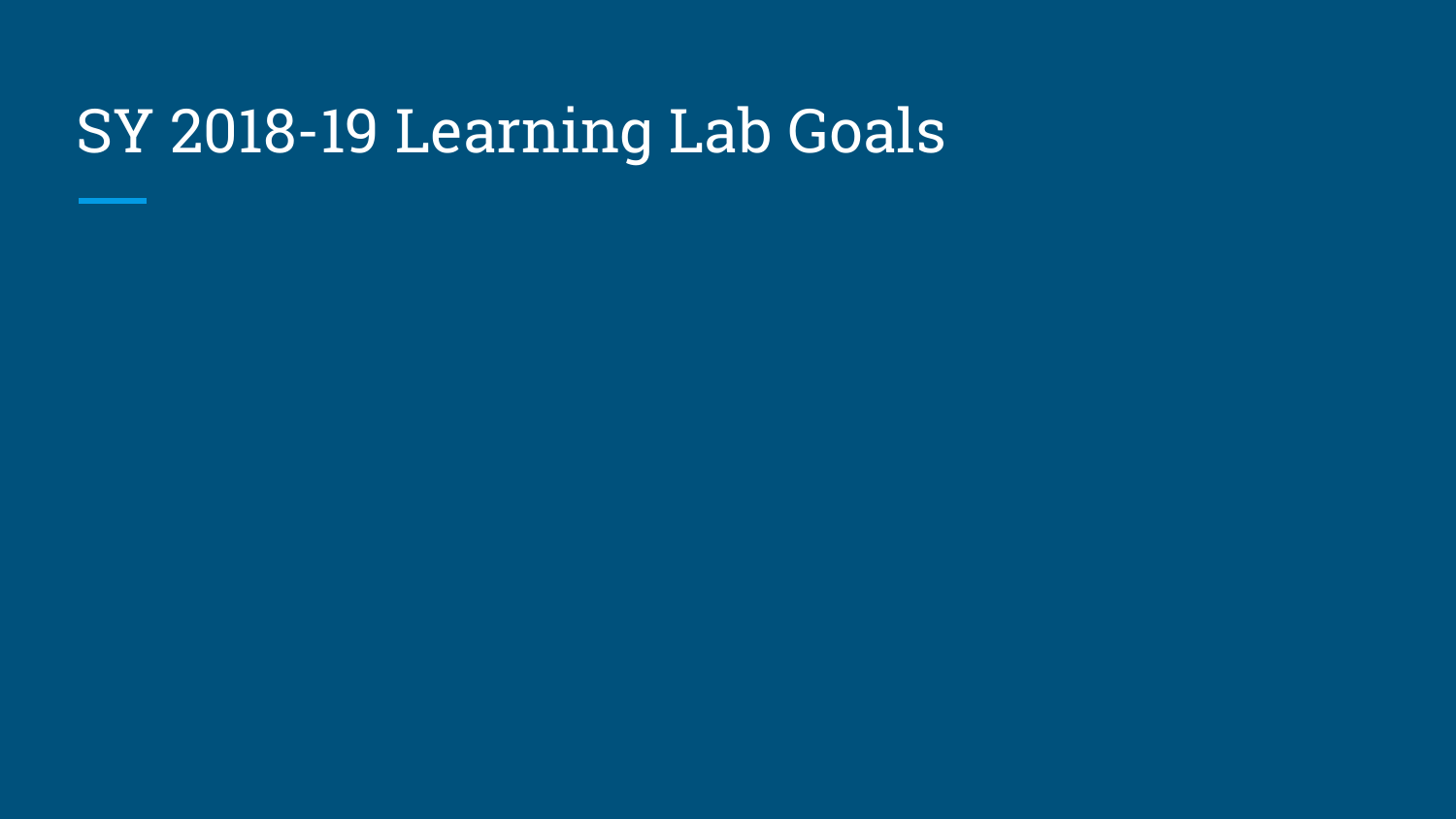# SY 2018-19 Learning Lab Goals